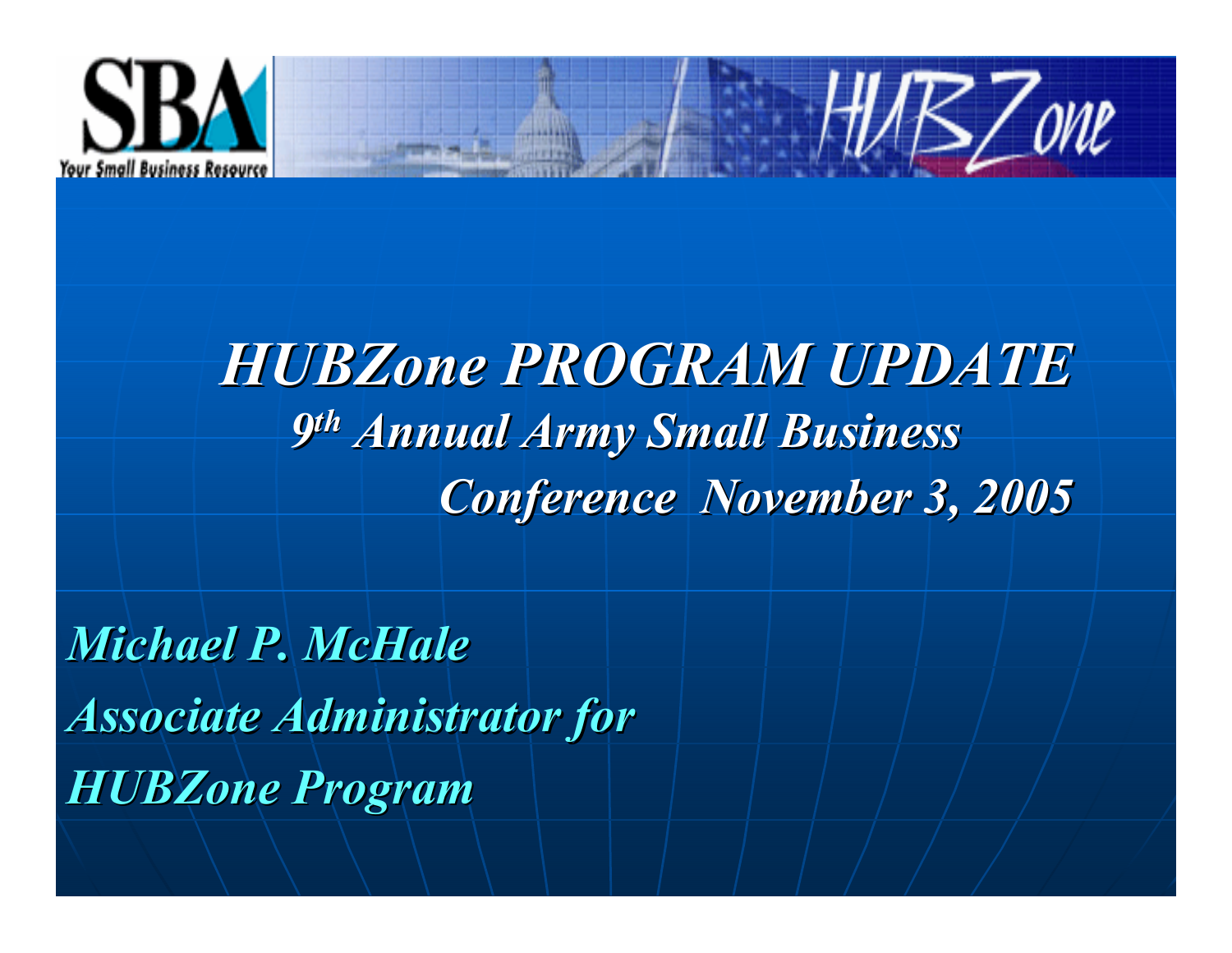# *HUBZone PROGRAM UPDATE*

## *9th Annual Army Small Business Conference November 3, 2005*

*Michael P. McHale*

*Associate Administrator for*

*HUBZone Program*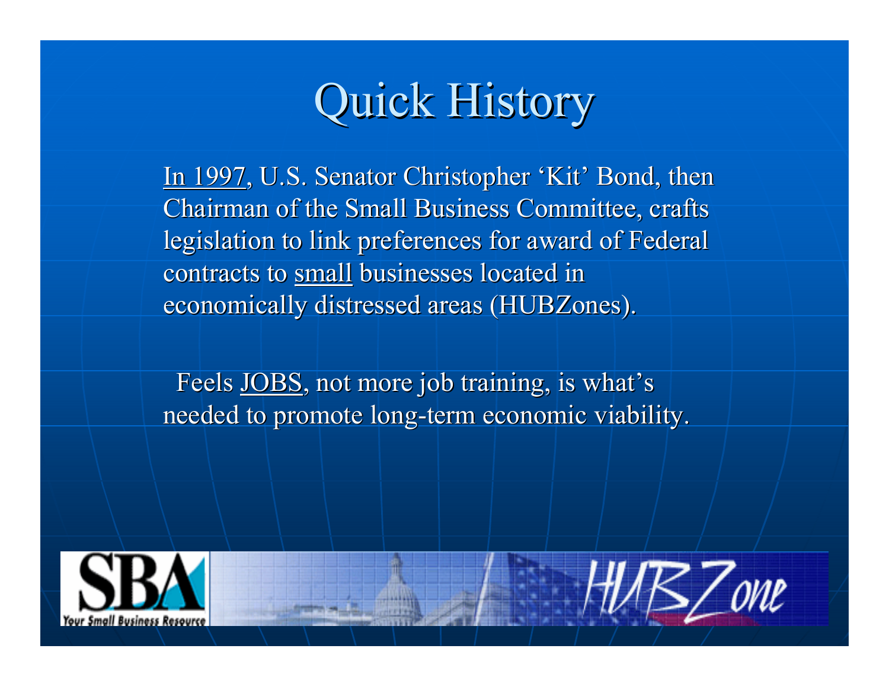# Quick History

In 1997, U.S. Senator Christopher 'Kit' Bond, then Chairman of the Small Business Committee, crafts legislation to link preferences for award of Federal contracts to small businesses located in economically distressed areas (HUBZones).

Feels JOBS, not more job training, is what's needed to promote long-term economic viability.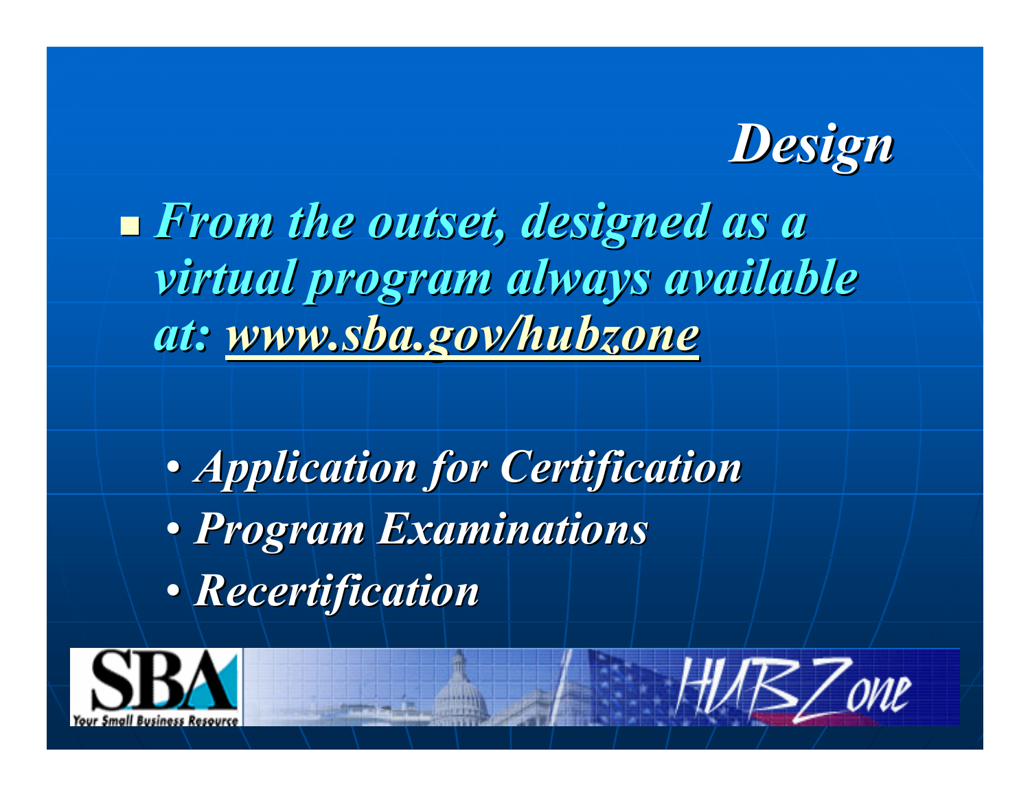# *Design*

- ***From the outset, designed as a virtual program always available at: [www.sba.gov/hubzone](http://www.sba.gov/hubzone)***

  - ***Application for Certification***
  - ***Program Examinations***
  - ***Recertification***

SBA Your Small Business Resource — HUBZone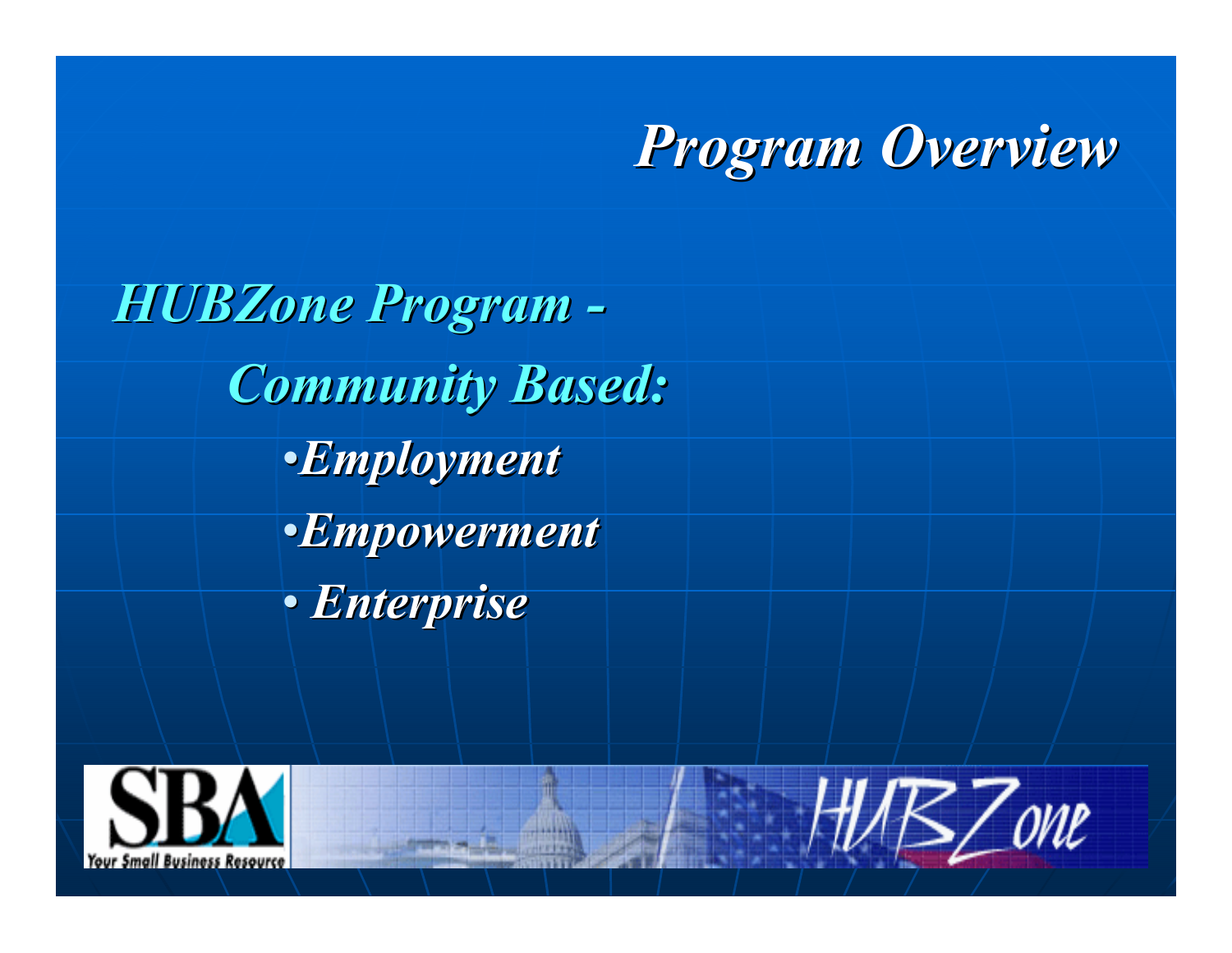# *Program Overview*

***HUBZone Program -***

***Community Based:***

- ***Employment***
- ***Empowerment***
- ***Enterprise***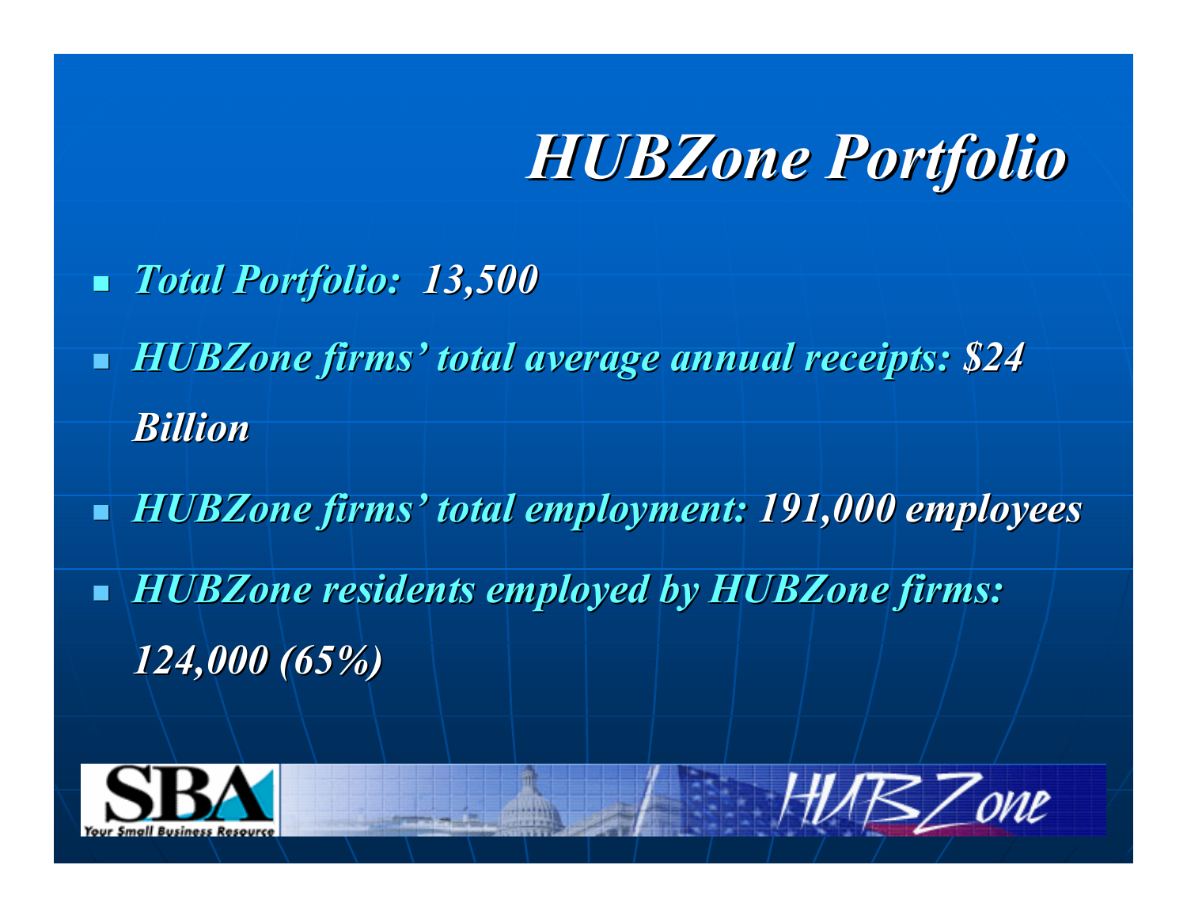# *HUBZone Portfolio*

- *Total Portfolio: 13,500*
- *HUBZone firms' total average annual receipts: $24 Billion*
- *HUBZone firms' total employment: 191,000 employees*
- *HUBZone residents employed by HUBZone firms: 124,000 (65%)*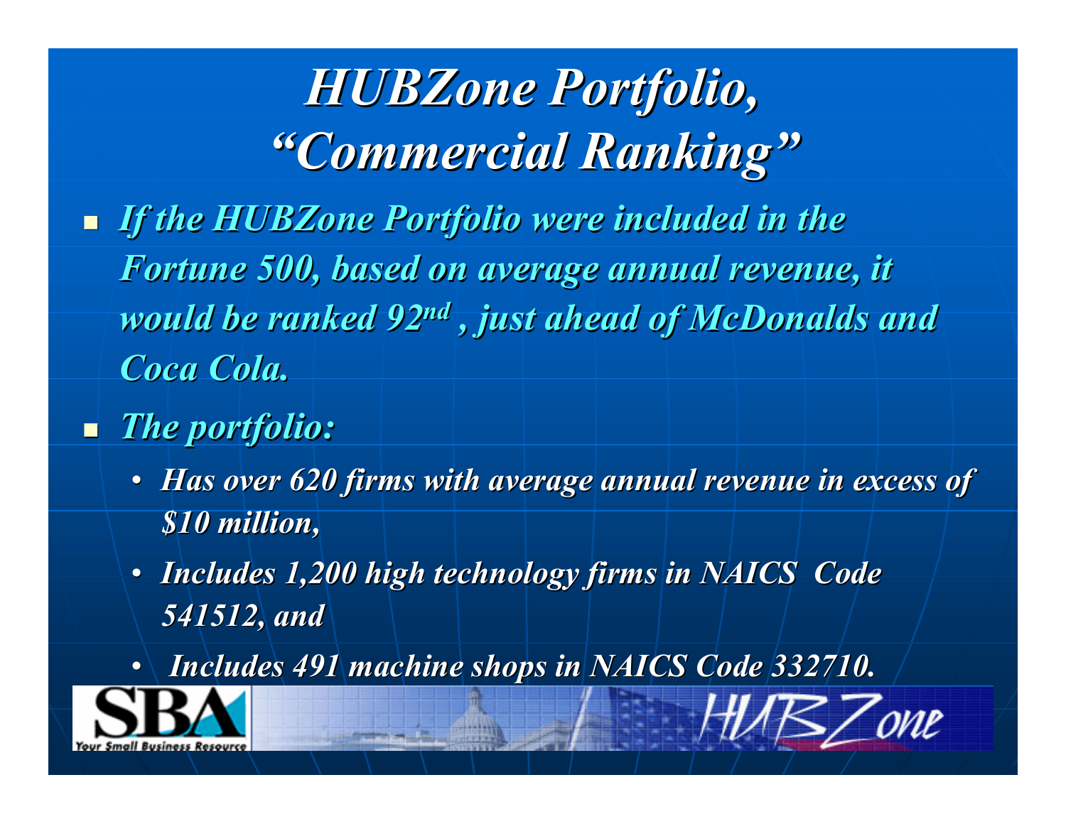# *HUBZone Portfolio, "Commercial Ranking"*

- *If the HUBZone Portfolio were included in the Fortune 500, based on average annual revenue, it would be ranked 92nd , just ahead of McDonalds and Coca Cola.*
- *The portfolio:*
  - *Has over 620 firms with average annual revenue in excess of $10 million,*
  - *Includes 1,200 high technology firms in NAICS Code 541512, and*
  - *Includes 491 machine shops in NAICS Code 332710.*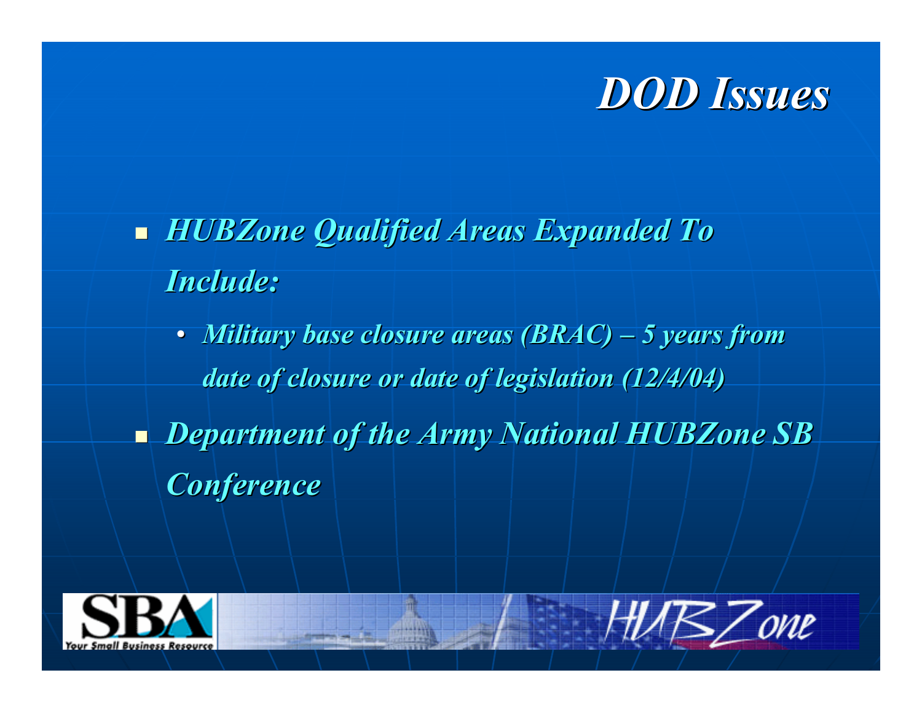# *DOD Issues*

- ***HUBZone Qualified Areas Expanded To Include:***
  - ***Military base closure areas (BRAC) – 5 years from date of closure or date of legislation (12/4/04)***
- ***Department of the Army National HUBZone SB Conference***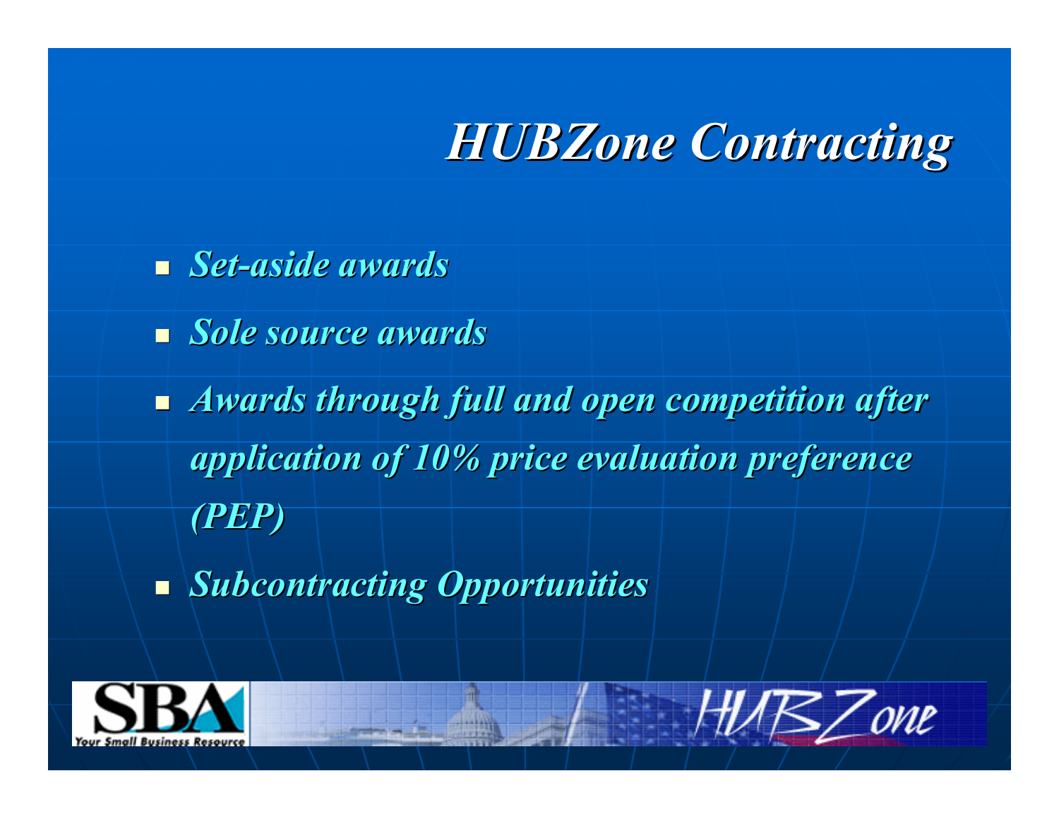# *HUBZone Contracting*

- *Set-aside awards*
- *Sole source awards*
- *Awards through full and open competition after application of 10% price evaluation preference (PEP)*
- *Subcontracting Opportunities*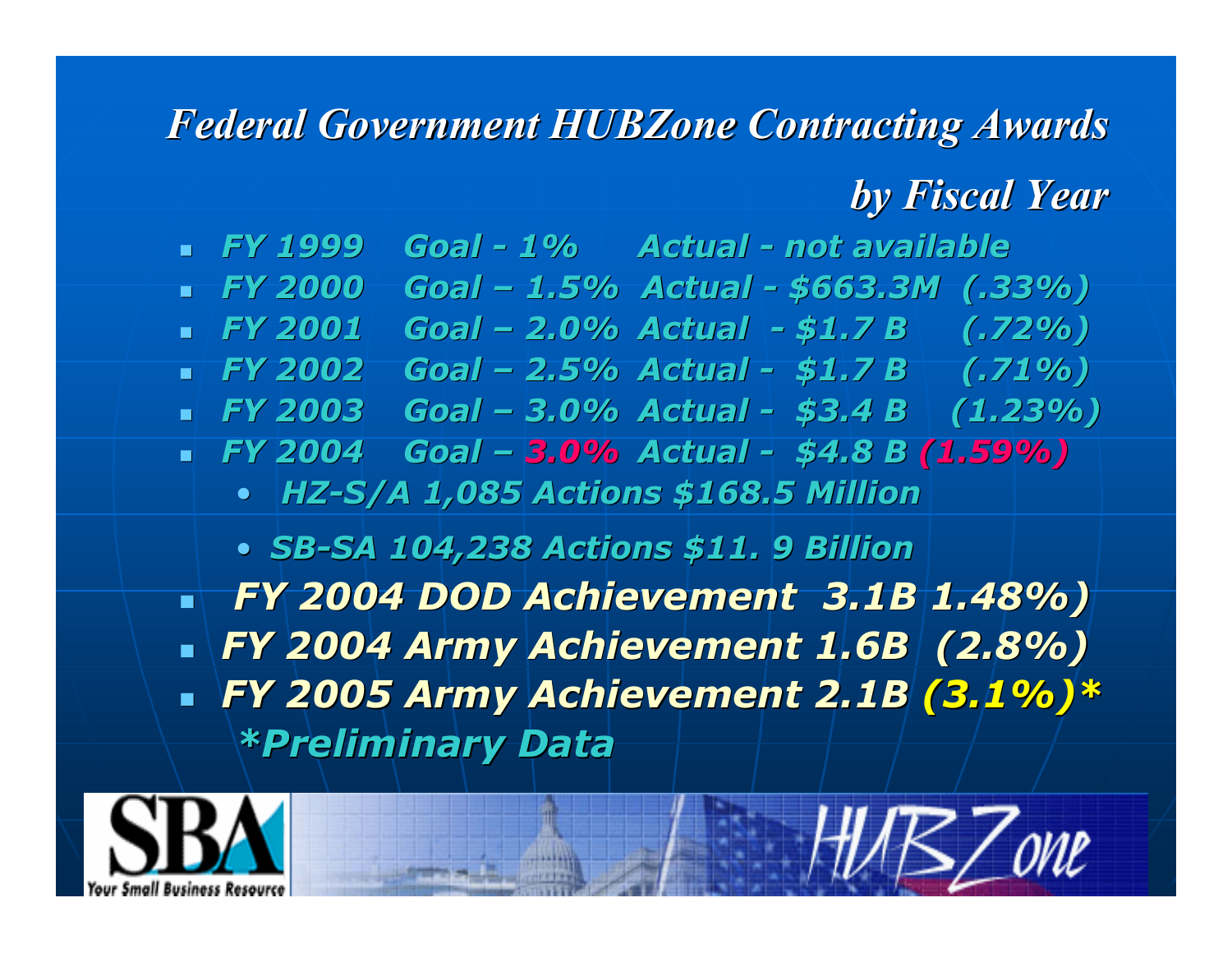# *Federal Government HUBZone Contracting Awards by Fiscal Year*

- *FY 1999 Goal - 1% Actual - not available*
- *FY 2000 Goal – 1.5% Actual - $663.3M (.33%)*
- *FY 2001 Goal – 2.0% Actual - $1.7 B (.72%)*
- *FY 2002 Goal – 2.5% Actual - $1.7 B (.71%)*
- *FY 2003 Goal – 3.0% Actual - $3.4 B (1.23%)*
- *FY 2004 Goal – 3.0% Actual - $4.8 B (1.59%)*
  - *HZ-S/A 1,085 Actions $168.5 Million*
  - *SB-SA 104,238 Actions $11. 9 Billion*
- ***FY 2004 DOD Achievement 3.1B 1.48%)***
- ***FY 2004 Army Achievement 1.6B (2.8%)***
- ***FY 2005 Army Achievement 2.1B (3.1%)****

  ****Preliminary Data***

SBA Your Small Business Resource

HUBZone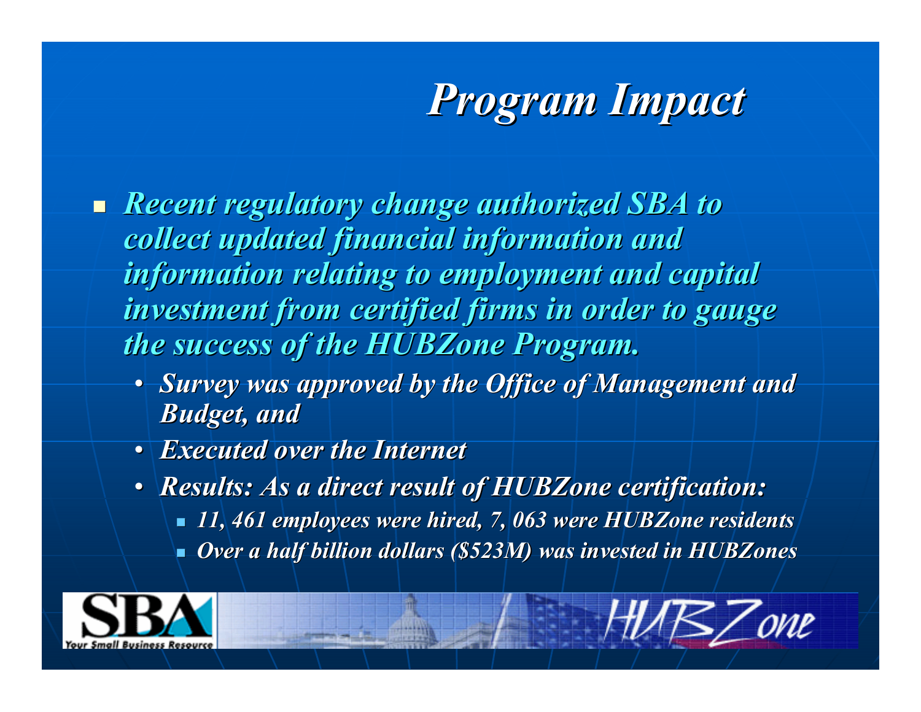# *Program Impact*

- *Recent regulatory change authorized SBA to collect updated financial information and information relating to employment and capital investment from certified firms in order to gauge the success of the HUBZone Program.*
  - *Survey was approved by the Office of Management and Budget, and*
  - *Executed over the Internet*
  - *Results: As a direct result of HUBZone certification:*
    - *11, 461 employees were hired, 7, 063 were HUBZone residents*
    - *Over a half billion dollars ($523M) was invested in HUBZones*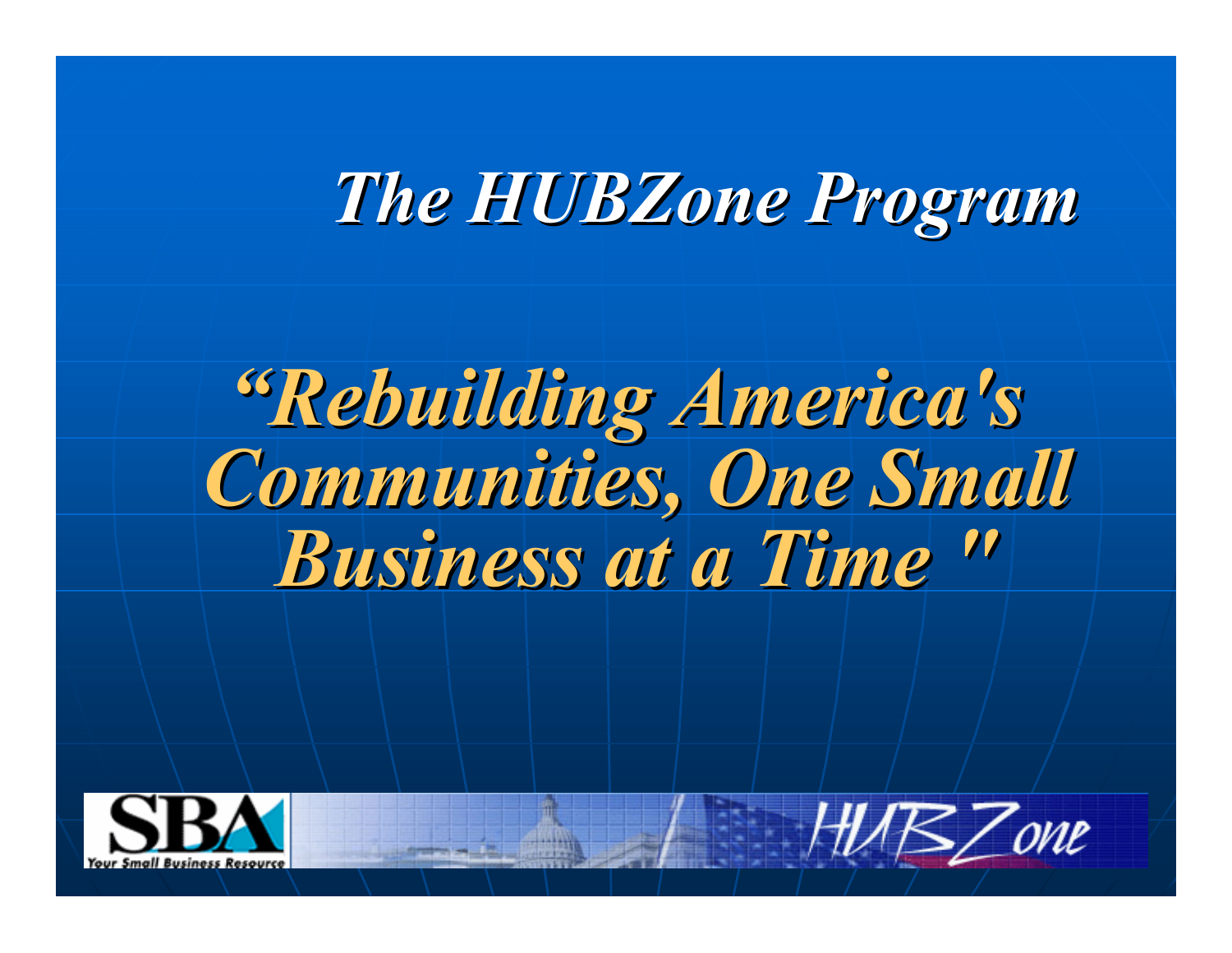# *The HUBZone Program*

## *"Rebuilding America's Communities, One Small Business at a Time "*

SBA
Your Small Business Resource

HUBZone